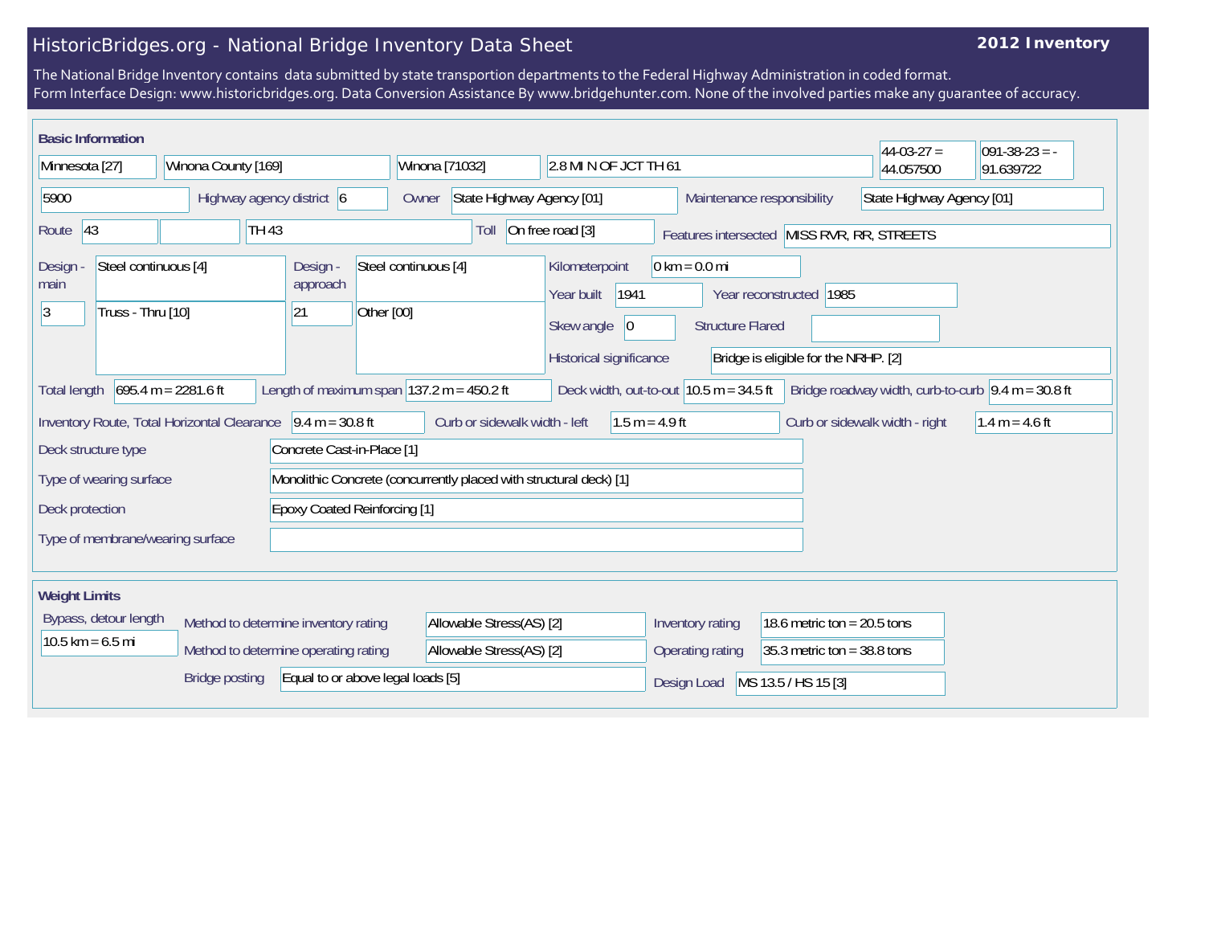# HistoricBridges.org - National Bridge Inventory Data Sheet

**2012 Inventory**

The National Bridge Inventory contains data submitted by state transportion departments to the Federal Highway Administration in coded format.
Form Interface Design: www.historicbridges.org. Data Conversion Assistance By www.bridgehunter.com. None of the involved parties make any guarantee of accuracy.

## Basic Information

| | |
|---|---|
| State | Minnesota [27] |
| County | Winona County [169] |
| Place | Winona [71032] |
| Location | 2.8 MI N OF JCT TH 61 |
| Latitude | 44-03-27 = 44.057500 |
| Longitude | 091-38-23 = -91.639722 |
| Structure number | 5900 |
| Highway agency district | 6 |
| Owner | State Highway Agency [01] |
| Maintenance responsibility | State Highway Agency [01] |
| Route | 43 |
| Facility | TH 43 |
| Toll | On free road [3] |
| Features intersected | MISS RVR, RR, STREETS |
| Design - main | Steel continuous [4] |
| Main spans | 3 — Truss - Thru [10] |
| Design - approach | Steel continuous [4] |
| Approach spans | 21 — Other [00] |
| Kilometerpoint | 0 km = 0.0 mi |
| Year built | 1941 |
| Year reconstructed | 1985 |
| Skew angle | 0 |
| Structure Flared | |
| Historical significance | Bridge is eligible for the NRHP. [2] |
| Total length | 695.4 m = 2281.6 ft |
| Length of maximum span | 137.2 m = 450.2 ft |
| Deck width, out-to-out | 10.5 m = 34.5 ft |
| Bridge roadway width, curb-to-curb | 9.4 m = 30.8 ft |
| Inventory Route, Total Horizontal Clearance | 9.4 m = 30.8 ft |
| Curb or sidewalk width - left | 1.5 m = 4.9 ft |
| Curb or sidewalk width - right | 1.4 m = 4.6 ft |
| Deck structure type | Concrete Cast-in-Place [1] |
| Type of wearing surface | Monolithic Concrete (concurrently placed with structural deck) [1] |
| Deck protection | Epoxy Coated Reinforcing [1] |
| Type of membrane/wearing surface | |

## Weight Limits

| | |
|---|---|
| Bypass, detour length | 10.5 km = 6.5 mi |
| Method to determine inventory rating | Allowable Stress(AS) [2] |
| Method to determine operating rating | Allowable Stress(AS) [2] |
| Bridge posting | Equal to or above legal loads [5] |
| Inventory rating | 18.6 metric ton = 20.5 tons |
| Operating rating | 35.3 metric ton = 38.8 tons |
| Design Load | MS 13.5 / HS 15 [3] |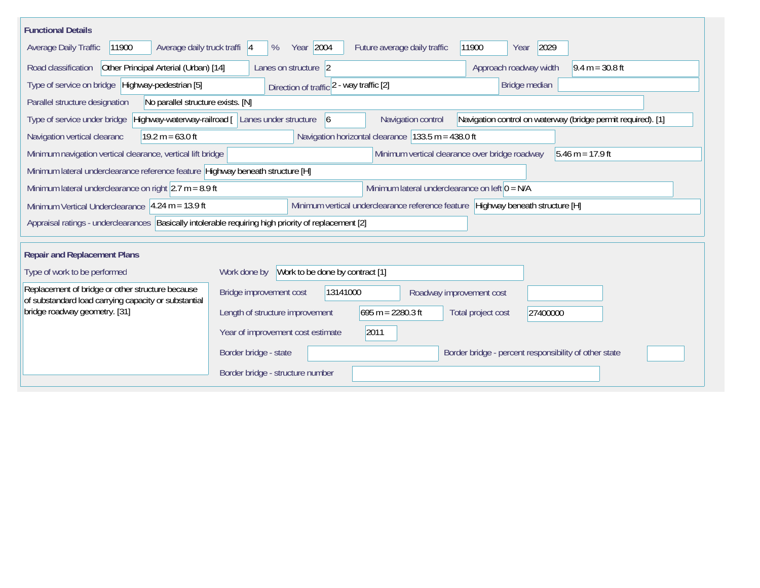## Functional Details

Average Daily Traffic: 11900

Average daily truck traffi: 4 %

Year: 2004

Future average daily traffic: 11900

Year: 2029

Road classification: Other Principal Arterial (Urban) [14]

Lanes on structure: 2

Approach roadway width: 9.4 m = 30.8 ft

Type of service on bridge: Highway-pedestrian [5]

Direction of traffic: 2 - way traffic [2]

Bridge median:

Parallel structure designation: No parallel structure exists. [N]

Type of service under bridge: Highway-waterway-railroad [

Lanes under structure: 6

Navigation control: Navigation control on waterway (bridge permit required). [1]

Navigation vertical clearanc: 19.2 m = 63.0 ft

Navigation horizontal clearance: 133.5 m = 438.0 ft

Minimum navigation vertical clearance, vertical lift bridge:

Minimum vertical clearance over bridge roadway: 5.46 m = 17.9 ft

Minimum lateral underclearance reference feature: Highway beneath structure [H]

Minimum lateral underclearance on right: 2.7 m = 8.9 ft

Minimum lateral underclearance on left: 0 = N/A

Minimum Vertical Underclearance: 4.24 m = 13.9 ft

Minimum vertical underclearance reference feature: Highway beneath structure [H]

Appraisal ratings - underclearances: Basically intolerable requiring high priority of replacement [2]

## Repair and Replacement Plans

Type of work to be performed:

Replacement of bridge or other structure because of substandard load carrying capacity or substantial bridge roadway geometry. [31]

Work done by: Work to be done by contract [1]

Bridge improvement cost: 13141000

Roadway improvement cost:

Length of structure improvement: 695 m = 2280.3 ft

Total project cost: 27400000

Year of improvement cost estimate: 2011

Border bridge - state:

Border bridge - percent responsibility of other state:

Border bridge - structure number: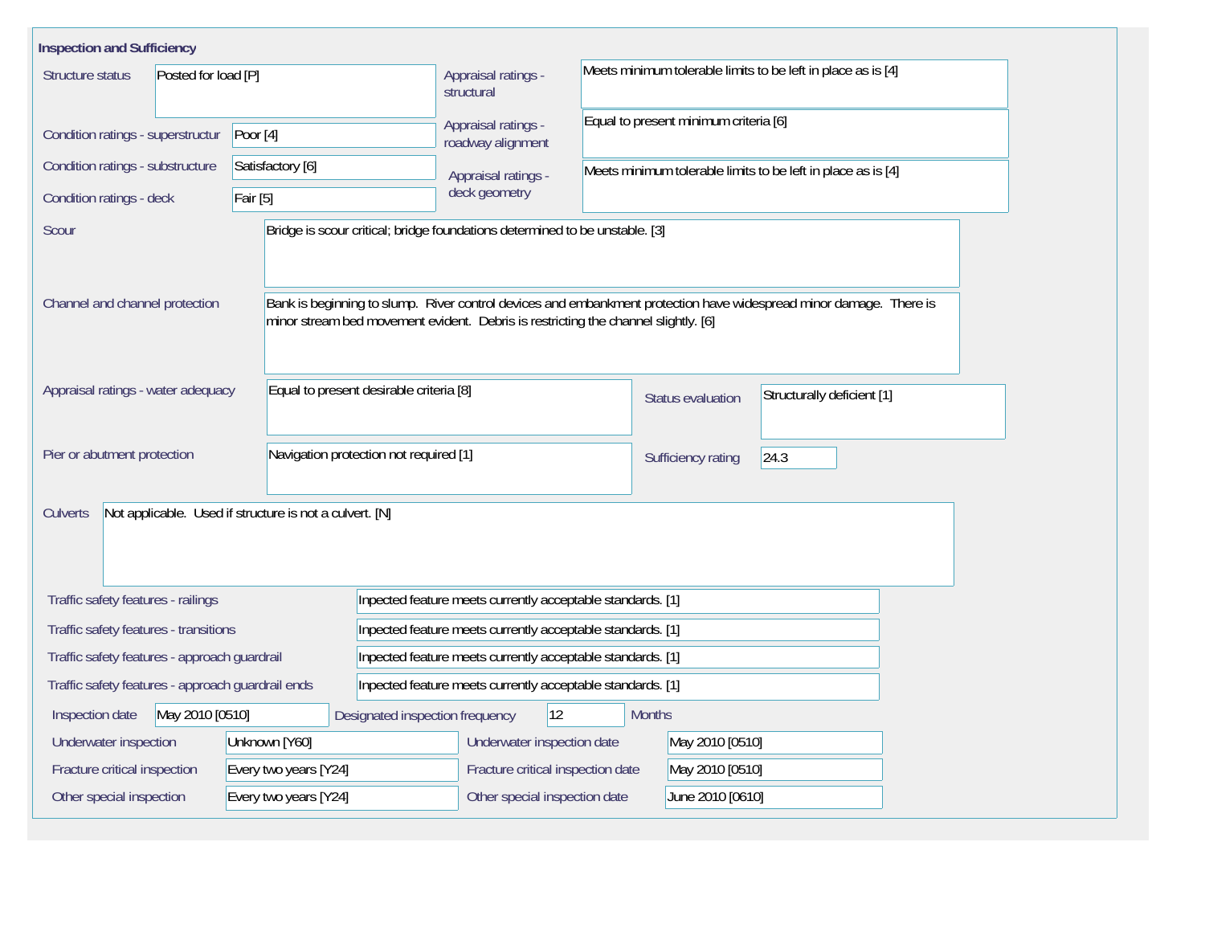## Inspection and Sufficiency

| | |
|---|---|
| Structure status | Posted for load [P] |
| Appraisal ratings - structural | Meets minimum tolerable limits to be left in place as is [4] |
| Condition ratings - superstructur | Poor [4] |
| Appraisal ratings - roadway alignment | Equal to present minimum criteria [6] |
| Condition ratings - substructure | Satisfactory [6] |
| Appraisal ratings - deck geometry | Meets minimum tolerable limits to be left in place as is [4] |
| Condition ratings - deck | Fair [5] |
| Scour | Bridge is scour critical; bridge foundations determined to be unstable. [3] |
| Channel and channel protection | Bank is beginning to slump. River control devices and embankment protection have widespread minor damage. There is minor stream bed movement evident. Debris is restricting the channel slightly. [6] |
| Appraisal ratings - water adequacy | Equal to present desirable criteria [8] |
| Status evaluation | Structurally deficient [1] |
| Pier or abutment protection | Navigation protection not required [1] |
| Sufficiency rating | 24.3 |
| Culverts | Not applicable. Used if structure is not a culvert. [N] |
| Traffic safety features - railings | Inpected feature meets currently acceptable standards. [1] |
| Traffic safety features - transitions | Inpected feature meets currently acceptable standards. [1] |
| Traffic safety features - approach guardrail | Inpected feature meets currently acceptable standards. [1] |
| Traffic safety features - approach guardrail ends | Inpected feature meets currently acceptable standards. [1] |
| Inspection date | May 2010 [0510] |
| Designated inspection frequency | 12 Months |
| Underwater inspection | Unknown [Y60] |
| Underwater inspection date | May 2010 [0510] |
| Fracture critical inspection | Every two years [Y24] |
| Fracture critical inspection date | May 2010 [0510] |
| Other special inspection | Every two years [Y24] |
| Other special inspection date | June 2010 [0610] |